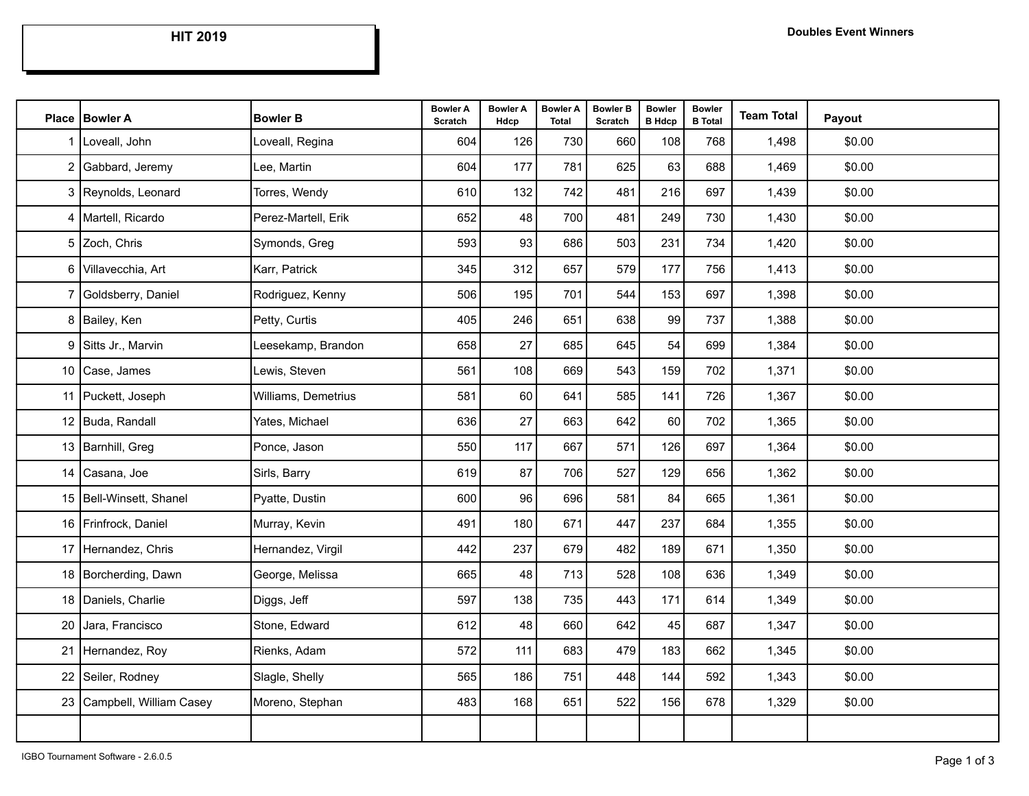# HIT 2019

**Doubles Event Winners**

| Place | Bowler A | Bowler B | Bowler A Scratch | Bowler A Hdcp | Bowler A Total | Bowler B Scratch | Bowler B Hdcp | Bowler B Total | Team Total | Payout |
|---|---|---|---|---|---|---|---|---|---|---|
| 1 | Loveall, John | Loveall, Regina | 604 | 126 | 730 | 660 | 108 | 768 | 1,498 | $0.00 |
| 2 | Gabbard, Jeremy | Lee, Martin | 604 | 177 | 781 | 625 | 63 | 688 | 1,469 | $0.00 |
| 3 | Reynolds, Leonard | Torres, Wendy | 610 | 132 | 742 | 481 | 216 | 697 | 1,439 | $0.00 |
| 4 | Martell, Ricardo | Perez-Martell, Erik | 652 | 48 | 700 | 481 | 249 | 730 | 1,430 | $0.00 |
| 5 | Zoch, Chris | Symonds, Greg | 593 | 93 | 686 | 503 | 231 | 734 | 1,420 | $0.00 |
| 6 | Villavecchia, Art | Karr, Patrick | 345 | 312 | 657 | 579 | 177 | 756 | 1,413 | $0.00 |
| 7 | Goldsberry, Daniel | Rodriguez, Kenny | 506 | 195 | 701 | 544 | 153 | 697 | 1,398 | $0.00 |
| 8 | Bailey, Ken | Petty, Curtis | 405 | 246 | 651 | 638 | 99 | 737 | 1,388 | $0.00 |
| 9 | Sitts Jr., Marvin | Leesekamp, Brandon | 658 | 27 | 685 | 645 | 54 | 699 | 1,384 | $0.00 |
| 10 | Case, James | Lewis, Steven | 561 | 108 | 669 | 543 | 159 | 702 | 1,371 | $0.00 |
| 11 | Puckett, Joseph | Williams, Demetrius | 581 | 60 | 641 | 585 | 141 | 726 | 1,367 | $0.00 |
| 12 | Buda, Randall | Yates, Michael | 636 | 27 | 663 | 642 | 60 | 702 | 1,365 | $0.00 |
| 13 | Barnhill, Greg | Ponce, Jason | 550 | 117 | 667 | 571 | 126 | 697 | 1,364 | $0.00 |
| 14 | Casana, Joe | Sirls, Barry | 619 | 87 | 706 | 527 | 129 | 656 | 1,362 | $0.00 |
| 15 | Bell-Winsett, Shanel | Pyatte, Dustin | 600 | 96 | 696 | 581 | 84 | 665 | 1,361 | $0.00 |
| 16 | Frinfrock, Daniel | Murray, Kevin | 491 | 180 | 671 | 447 | 237 | 684 | 1,355 | $0.00 |
| 17 | Hernandez, Chris | Hernandez, Virgil | 442 | 237 | 679 | 482 | 189 | 671 | 1,350 | $0.00 |
| 18 | Borcherding, Dawn | George, Melissa | 665 | 48 | 713 | 528 | 108 | 636 | 1,349 | $0.00 |
| 18 | Daniels, Charlie | Diggs, Jeff | 597 | 138 | 735 | 443 | 171 | 614 | 1,349 | $0.00 |
| 20 | Jara, Francisco | Stone, Edward | 612 | 48 | 660 | 642 | 45 | 687 | 1,347 | $0.00 |
| 21 | Hernandez, Roy | Rienks, Adam | 572 | 111 | 683 | 479 | 183 | 662 | 1,345 | $0.00 |
| 22 | Seiler, Rodney | Slagle, Shelly | 565 | 186 | 751 | 448 | 144 | 592 | 1,343 | $0.00 |
| 23 | Campbell, William Casey | Moreno, Stephan | 483 | 168 | 651 | 522 | 156 | 678 | 1,329 | $0.00 |
| | | | | | | | | | | |

IGBO Tournament Software - 2.6.0.5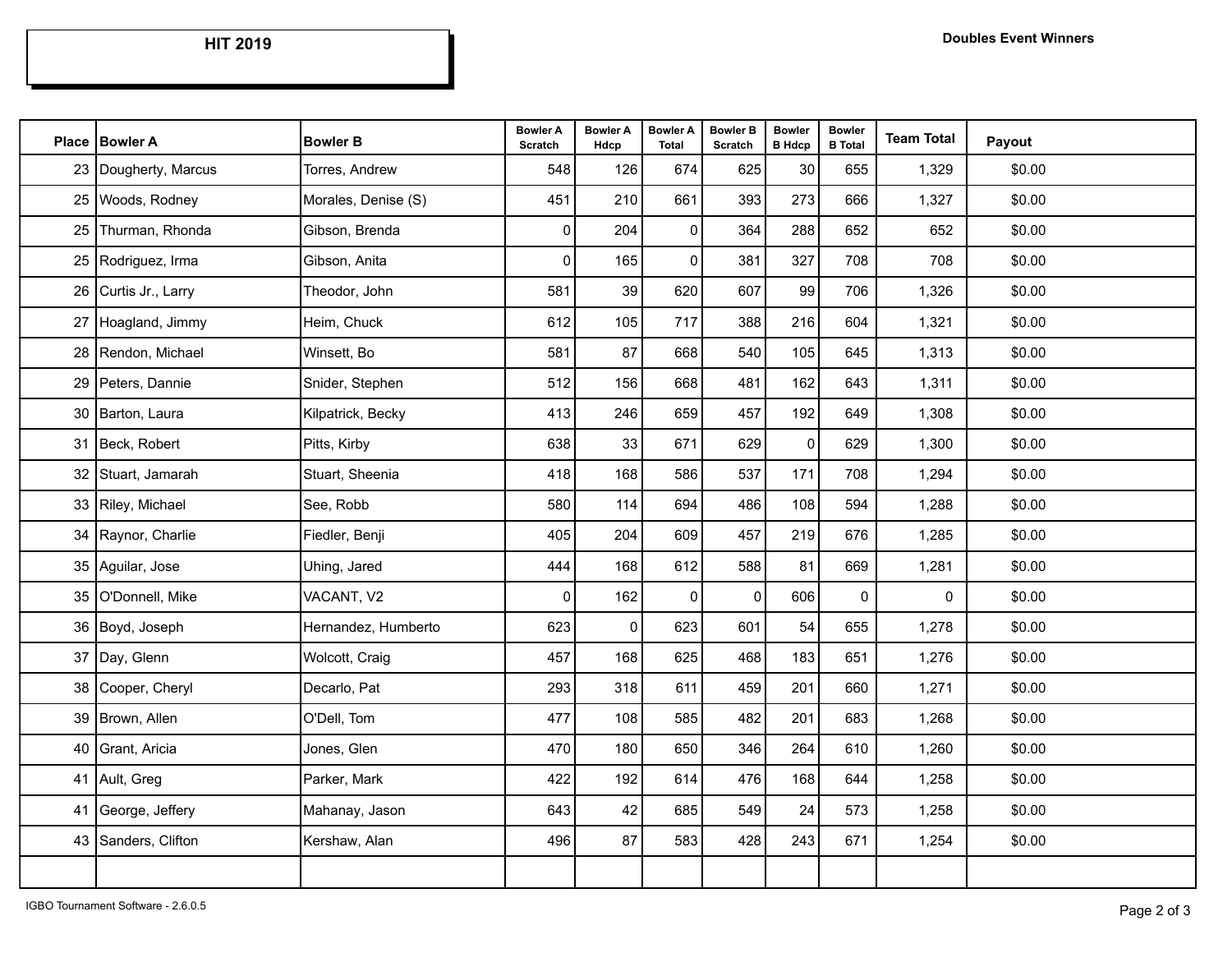**HIT 2019**

**Doubles Event Winners**

| Place | Bowler A | Bowler B | Bowler A Scratch | Bowler A Hdcp | Bowler A Total | Bowler B Scratch | Bowler B Hdcp | Bowler B Total | Team Total | Payout |
|---|---|---|---|---|---|---|---|---|---|---|
| 23 | Dougherty, Marcus | Torres, Andrew | 548 | 126 | 674 | 625 | 30 | 655 | 1,329 | $0.00 |
| 25 | Woods, Rodney | Morales, Denise (S) | 451 | 210 | 661 | 393 | 273 | 666 | 1,327 | $0.00 |
| 25 | Thurman, Rhonda | Gibson, Brenda | 0 | 204 | 0 | 364 | 288 | 652 | 652 | $0.00 |
| 25 | Rodriguez, Irma | Gibson, Anita | 0 | 165 | 0 | 381 | 327 | 708 | 708 | $0.00 |
| 26 | Curtis Jr., Larry | Theodor, John | 581 | 39 | 620 | 607 | 99 | 706 | 1,326 | $0.00 |
| 27 | Hoagland, Jimmy | Heim, Chuck | 612 | 105 | 717 | 388 | 216 | 604 | 1,321 | $0.00 |
| 28 | Rendon, Michael | Winsett, Bo | 581 | 87 | 668 | 540 | 105 | 645 | 1,313 | $0.00 |
| 29 | Peters, Dannie | Snider, Stephen | 512 | 156 | 668 | 481 | 162 | 643 | 1,311 | $0.00 |
| 30 | Barton, Laura | Kilpatrick, Becky | 413 | 246 | 659 | 457 | 192 | 649 | 1,308 | $0.00 |
| 31 | Beck, Robert | Pitts, Kirby | 638 | 33 | 671 | 629 | 0 | 629 | 1,300 | $0.00 |
| 32 | Stuart, Jamarah | Stuart, Sheenia | 418 | 168 | 586 | 537 | 171 | 708 | 1,294 | $0.00 |
| 33 | Riley, Michael | See, Robb | 580 | 114 | 694 | 486 | 108 | 594 | 1,288 | $0.00 |
| 34 | Raynor, Charlie | Fiedler, Benji | 405 | 204 | 609 | 457 | 219 | 676 | 1,285 | $0.00 |
| 35 | Aguilar, Jose | Uhing, Jared | 444 | 168 | 612 | 588 | 81 | 669 | 1,281 | $0.00 |
| 35 | O'Donnell, Mike | VACANT, V2 | 0 | 162 | 0 | 0 | 606 | 0 | 0 | $0.00 |
| 36 | Boyd, Joseph | Hernandez, Humberto | 623 | 0 | 623 | 601 | 54 | 655 | 1,278 | $0.00 |
| 37 | Day, Glenn | Wolcott, Craig | 457 | 168 | 625 | 468 | 183 | 651 | 1,276 | $0.00 |
| 38 | Cooper, Cheryl | Decarlo, Pat | 293 | 318 | 611 | 459 | 201 | 660 | 1,271 | $0.00 |
| 39 | Brown, Allen | O'Dell, Tom | 477 | 108 | 585 | 482 | 201 | 683 | 1,268 | $0.00 |
| 40 | Grant, Aricia | Jones, Glen | 470 | 180 | 650 | 346 | 264 | 610 | 1,260 | $0.00 |
| 41 | Ault, Greg | Parker, Mark | 422 | 192 | 614 | 476 | 168 | 644 | 1,258 | $0.00 |
| 41 | George, Jeffery | Mahanay, Jason | 643 | 42 | 685 | 549 | 24 | 573 | 1,258 | $0.00 |
| 43 | Sanders, Clifton | Kershaw, Alan | 496 | 87 | 583 | 428 | 243 | 671 | 1,254 | $0.00 |
| | | | | | | | | | | |

IGBO Tournament Software - 2.6.0.5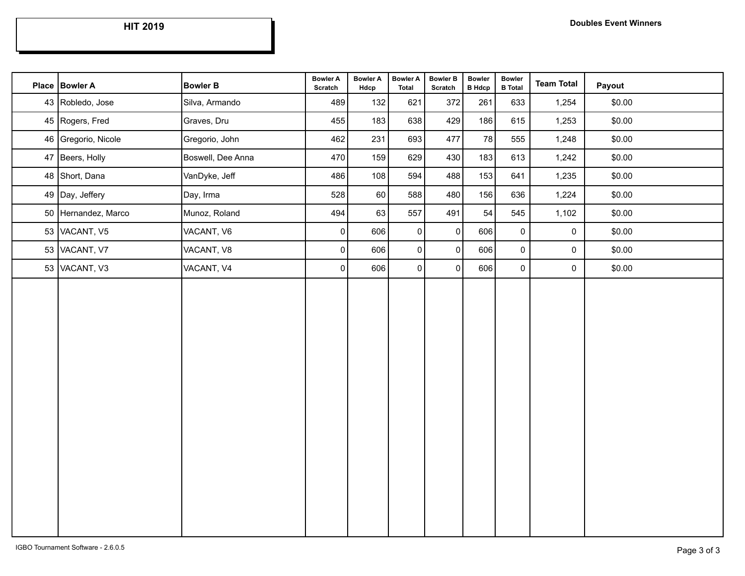**HIT 2019**

**Doubles Event Winners**

| Place | Bowler A | Bowler B | Bowler A Scratch | Bowler A Hdcp | Bowler A Total | Bowler B Scratch | Bowler B Hdcp | Bowler B Total | Team Total | Payout |
|---|---|---|---|---|---|---|---|---|---|---|
| 43 | Robledo, Jose | Silva, Armando | 489 | 132 | 621 | 372 | 261 | 633 | 1,254 | $0.00 |
| 45 | Rogers, Fred | Graves, Dru | 455 | 183 | 638 | 429 | 186 | 615 | 1,253 | $0.00 |
| 46 | Gregorio, Nicole | Gregorio, John | 462 | 231 | 693 | 477 | 78 | 555 | 1,248 | $0.00 |
| 47 | Beers, Holly | Boswell, Dee Anna | 470 | 159 | 629 | 430 | 183 | 613 | 1,242 | $0.00 |
| 48 | Short, Dana | VanDyke, Jeff | 486 | 108 | 594 | 488 | 153 | 641 | 1,235 | $0.00 |
| 49 | Day, Jeffery | Day, Irma | 528 | 60 | 588 | 480 | 156 | 636 | 1,224 | $0.00 |
| 50 | Hernandez, Marco | Munoz, Roland | 494 | 63 | 557 | 491 | 54 | 545 | 1,102 | $0.00 |
| 53 | VACANT, V5 | VACANT, V6 | 0 | 606 | 0 | 0 | 606 | 0 | 0 | $0.00 |
| 53 | VACANT, V7 | VACANT, V8 | 0 | 606 | 0 | 0 | 606 | 0 | 0 | $0.00 |
| 53 | VACANT, V3 | VACANT, V4 | 0 | 606 | 0 | 0 | 606 | 0 | 0 | $0.00 |

IGBO Tournament Software - 2.6.0.5